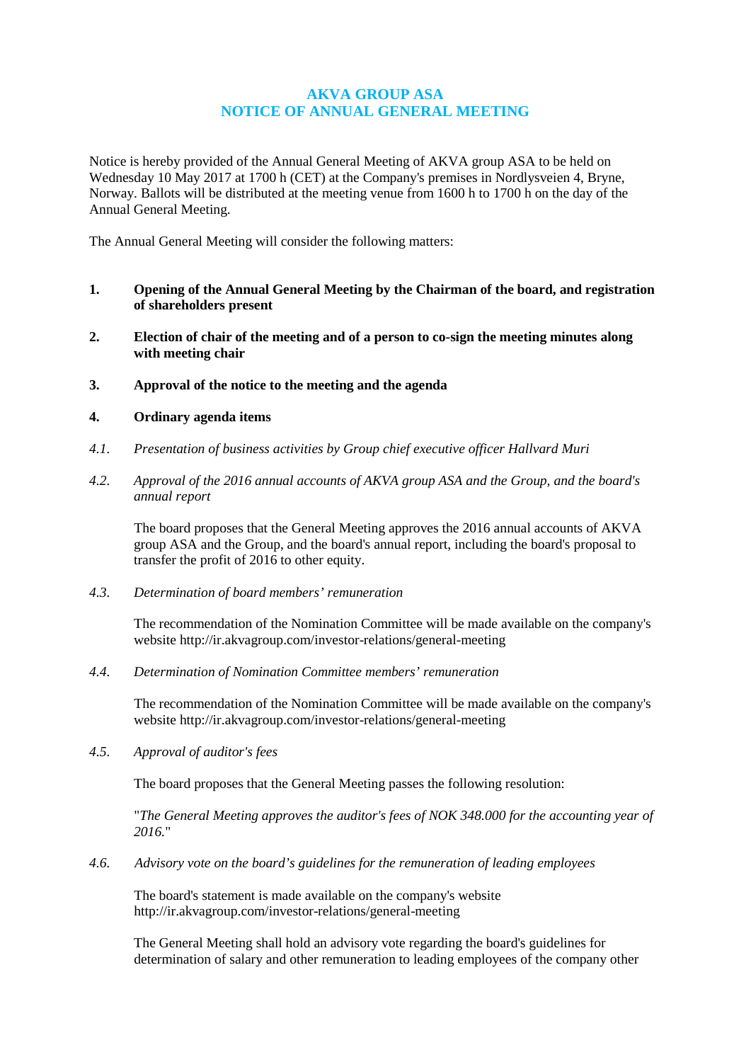# AKVA GROUP ASA
# NOTICE OF ANNUAL GENERAL MEETING

Notice is hereby provided of the Annual General Meeting of AKVA group ASA to be held on Wednesday 10 May 2017 at 1700 h (CET) at the Company's premises in Nordlysveien 4, Bryne, Norway. Ballots will be distributed at the meeting venue from 1600 h to 1700 h on the day of the Annual General Meeting.

The Annual General Meeting will consider the following matters:

**1. Opening of the Annual General Meeting by the Chairman of the board, and registration of shareholders present**

**2. Election of chair of the meeting and of a person to co-sign the meeting minutes along with meeting chair**

**3. Approval of the notice to the meeting and the agenda**

**4. Ordinary agenda items**

*4.1. Presentation of business activities by Group chief executive officer Hallvard Muri*

*4.2. Approval of the 2016 annual accounts of AKVA group ASA and the Group, and the board's annual report*

The board proposes that the General Meeting approves the 2016 annual accounts of AKVA group ASA and the Group, and the board's annual report, including the board's proposal to transfer the profit of 2016 to other equity.

*4.3. Determination of board members' remuneration*

The recommendation of the Nomination Committee will be made available on the company's website http://ir.akvagroup.com/investor-relations/general-meeting

*4.4. Determination of Nomination Committee members' remuneration*

The recommendation of the Nomination Committee will be made available on the company's website http://ir.akvagroup.com/investor-relations/general-meeting

*4.5. Approval of auditor's fees*

The board proposes that the General Meeting passes the following resolution:

"*The General Meeting approves the auditor's fees of NOK 348.000 for the accounting year of 2016.*"

*4.6. Advisory vote on the board's guidelines for the remuneration of leading employees*

The board's statement is made available on the company's website http://ir.akvagroup.com/investor-relations/general-meeting

The General Meeting shall hold an advisory vote regarding the board's guidelines for determination of salary and other remuneration to leading employees of the company other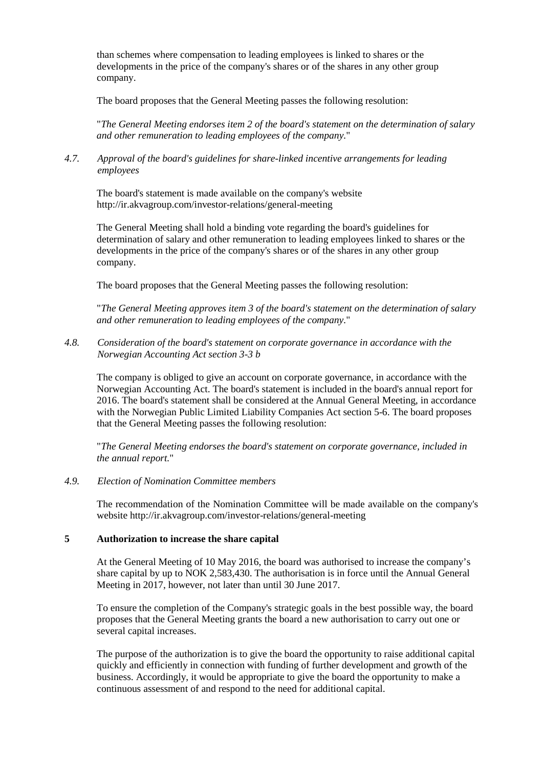than schemes where compensation to leading employees is linked to shares or the developments in the price of the company's shares or of the shares in any other group company.

The board proposes that the General Meeting passes the following resolution:

"*The General Meeting endorses item 2 of the board's statement on the determination of salary and other remuneration to leading employees of the company.*"

### *4.7. Approval of the board's guidelines for share-linked incentive arrangements for leading employees*

The board's statement is made available on the company's website http://ir.akvagroup.com/investor-relations/general-meeting

The General Meeting shall hold a binding vote regarding the board's guidelines for determination of salary and other remuneration to leading employees linked to shares or the developments in the price of the company's shares or of the shares in any other group company.

The board proposes that the General Meeting passes the following resolution:

"*The General Meeting approves item 3 of the board's statement on the determination of salary and other remuneration to leading employees of the company.*"

### *4.8. Consideration of the board's statement on corporate governance in accordance with the Norwegian Accounting Act section 3-3 b*

The company is obliged to give an account on corporate governance, in accordance with the Norwegian Accounting Act. The board's statement is included in the board's annual report for 2016. The board's statement shall be considered at the Annual General Meeting, in accordance with the Norwegian Public Limited Liability Companies Act section 5-6. The board proposes that the General Meeting passes the following resolution:

"*The General Meeting endorses the board's statement on corporate governance, included in the annual report.*"

### *4.9. Election of Nomination Committee members*

The recommendation of the Nomination Committee will be made available on the company's website http://ir.akvagroup.com/investor-relations/general-meeting

## 5 Authorization to increase the share capital

At the General Meeting of 10 May 2016, the board was authorised to increase the company's share capital by up to NOK 2,583,430. The authorisation is in force until the Annual General Meeting in 2017, however, not later than until 30 June 2017.

To ensure the completion of the Company's strategic goals in the best possible way, the board proposes that the General Meeting grants the board a new authorisation to carry out one or several capital increases.

The purpose of the authorization is to give the board the opportunity to raise additional capital quickly and efficiently in connection with funding of further development and growth of the business. Accordingly, it would be appropriate to give the board the opportunity to make a continuous assessment of and respond to the need for additional capital.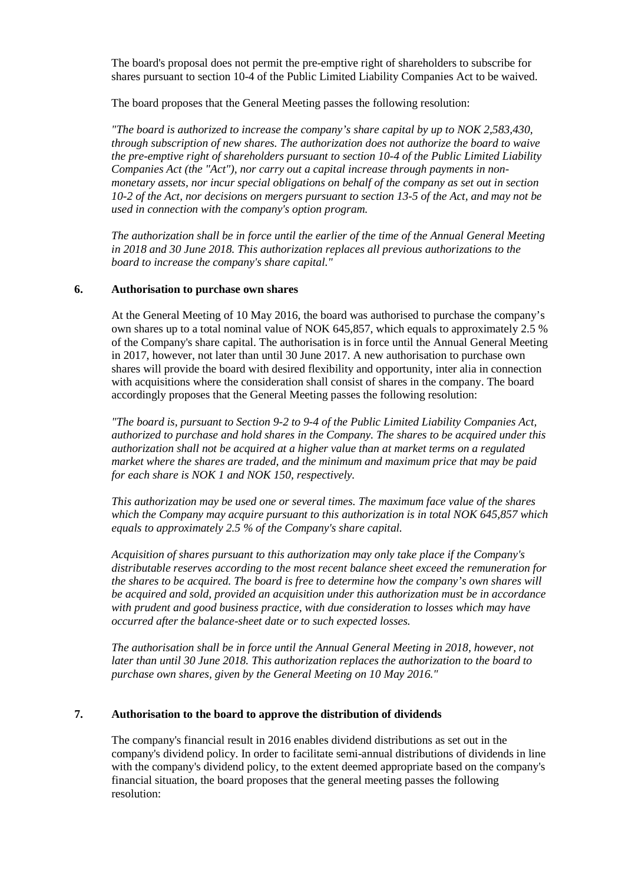The board's proposal does not permit the pre-emptive right of shareholders to subscribe for shares pursuant to section 10-4 of the Public Limited Liability Companies Act to be waived.

The board proposes that the General Meeting passes the following resolution:

*"The board is authorized to increase the company's share capital by up to NOK 2,583,430, through subscription of new shares. The authorization does not authorize the board to waive the pre-emptive right of shareholders pursuant to section 10-4 of the Public Limited Liability Companies Act (the "Act"), nor carry out a capital increase through payments in non-monetary assets, nor incur special obligations on behalf of the company as set out in section 10-2 of the Act, nor decisions on mergers pursuant to section 13-5 of the Act, and may not be used in connection with the company's option program.*

*The authorization shall be in force until the earlier of the time of the Annual General Meeting in 2018 and 30 June 2018. This authorization replaces all previous authorizations to the board to increase the company's share capital."*

## 6. Authorisation to purchase own shares

At the General Meeting of 10 May 2016, the board was authorised to purchase the company's own shares up to a total nominal value of NOK 645,857, which equals to approximately 2.5 % of the Company's share capital. The authorisation is in force until the Annual General Meeting in 2017, however, not later than until 30 June 2017. A new authorisation to purchase own shares will provide the board with desired flexibility and opportunity, inter alia in connection with acquisitions where the consideration shall consist of shares in the company. The board accordingly proposes that the General Meeting passes the following resolution:

*"The board is, pursuant to Section 9-2 to 9-4 of the Public Limited Liability Companies Act, authorized to purchase and hold shares in the Company. The shares to be acquired under this authorization shall not be acquired at a higher value than at market terms on a regulated market where the shares are traded, and the minimum and maximum price that may be paid for each share is NOK 1 and NOK 150, respectively.*

*This authorization may be used one or several times. The maximum face value of the shares which the Company may acquire pursuant to this authorization is in total NOK 645,857 which equals to approximately 2.5 % of the Company's share capital.*

*Acquisition of shares pursuant to this authorization may only take place if the Company's distributable reserves according to the most recent balance sheet exceed the remuneration for the shares to be acquired. The board is free to determine how the company's own shares will be acquired and sold, provided an acquisition under this authorization must be in accordance with prudent and good business practice, with due consideration to losses which may have occurred after the balance-sheet date or to such expected losses.*

*The authorisation shall be in force until the Annual General Meeting in 2018, however, not later than until 30 June 2018. This authorization replaces the authorization to the board to purchase own shares, given by the General Meeting on 10 May 2016."*

## 7. Authorisation to the board to approve the distribution of dividends

The company's financial result in 2016 enables dividend distributions as set out in the company's dividend policy. In order to facilitate semi-annual distributions of dividends in line with the company's dividend policy, to the extent deemed appropriate based on the company's financial situation, the board proposes that the general meeting passes the following resolution: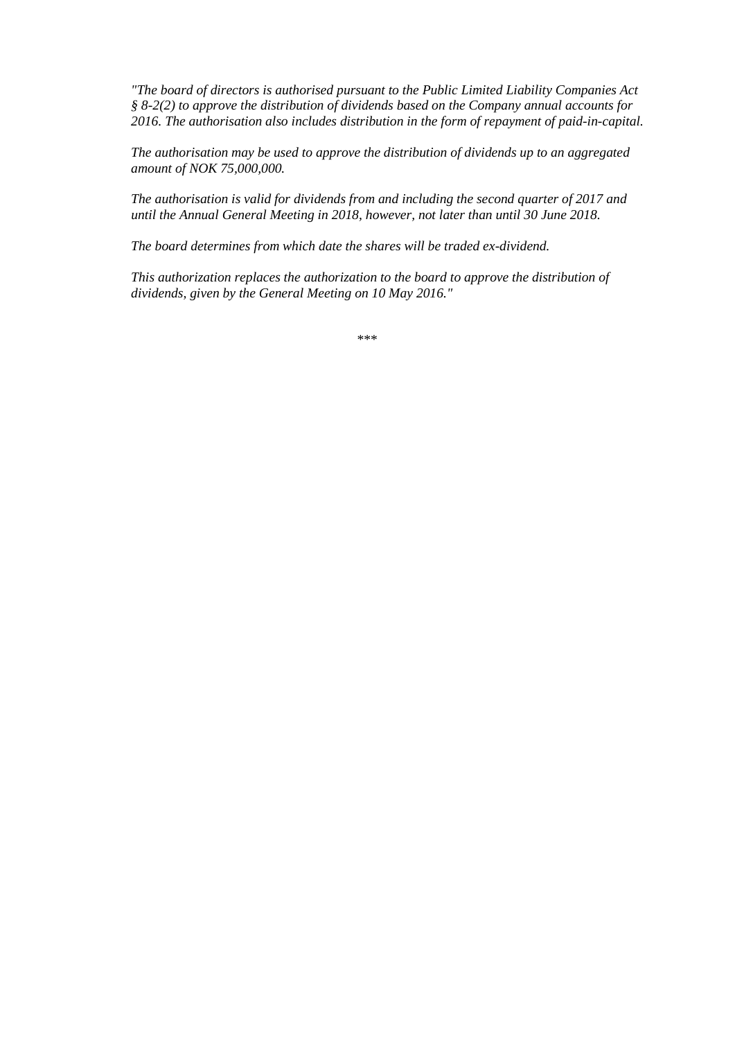*"The board of directors is authorised pursuant to the Public Limited Liability Companies Act § 8-2(2) to approve the distribution of dividends based on the Company annual accounts for 2016. The authorisation also includes distribution in the form of repayment of paid-in-capital.*

*The authorisation may be used to approve the distribution of dividends up to an aggregated amount of NOK 75,000,000.*

*The authorisation is valid for dividends from and including the second quarter of 2017 and until the Annual General Meeting in 2018, however, not later than until 30 June 2018.*

*The board determines from which date the shares will be traded ex-dividend.*

*This authorization replaces the authorization to the board to approve the distribution of dividends, given by the General Meeting on 10 May 2016."*

\*\*\*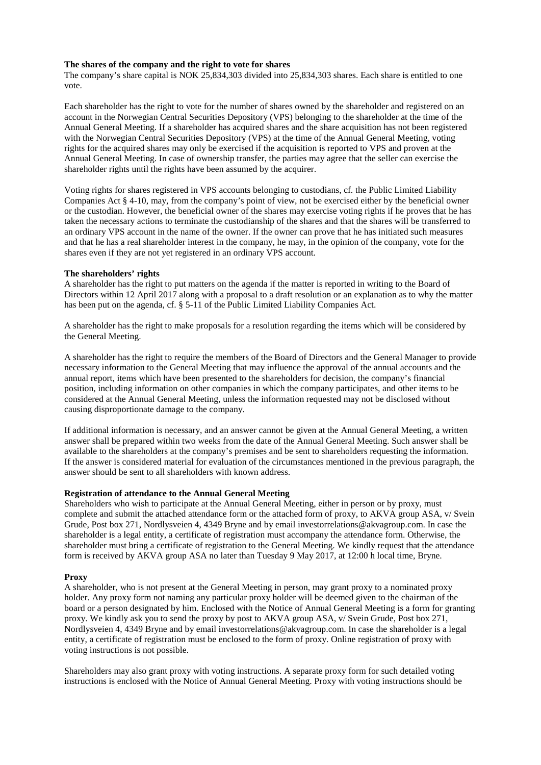**The shares of the company and the right to vote for shares**

The company's share capital is NOK 25,834,303 divided into 25,834,303 shares. Each share is entitled to one vote.

Each shareholder has the right to vote for the number of shares owned by the shareholder and registered on an account in the Norwegian Central Securities Depository (VPS) belonging to the shareholder at the time of the Annual General Meeting. If a shareholder has acquired shares and the share acquisition has not been registered with the Norwegian Central Securities Depository (VPS) at the time of the Annual General Meeting, voting rights for the acquired shares may only be exercised if the acquisition is reported to VPS and proven at the Annual General Meeting. In case of ownership transfer, the parties may agree that the seller can exercise the shareholder rights until the rights have been assumed by the acquirer.

Voting rights for shares registered in VPS accounts belonging to custodians, cf. the Public Limited Liability Companies Act § 4-10, may, from the company's point of view, not be exercised either by the beneficial owner or the custodian. However, the beneficial owner of the shares may exercise voting rights if he proves that he has taken the necessary actions to terminate the custodianship of the shares and that the shares will be transferred to an ordinary VPS account in the name of the owner. If the owner can prove that he has initiated such measures and that he has a real shareholder interest in the company, he may, in the opinion of the company, vote for the shares even if they are not yet registered in an ordinary VPS account.

**The shareholders' rights**

A shareholder has the right to put matters on the agenda if the matter is reported in writing to the Board of Directors within 12 April 2017 along with a proposal to a draft resolution or an explanation as to why the matter has been put on the agenda, cf. § 5-11 of the Public Limited Liability Companies Act.

A shareholder has the right to make proposals for a resolution regarding the items which will be considered by the General Meeting.

A shareholder has the right to require the members of the Board of Directors and the General Manager to provide necessary information to the General Meeting that may influence the approval of the annual accounts and the annual report, items which have been presented to the shareholders for decision, the company's financial position, including information on other companies in which the company participates, and other items to be considered at the Annual General Meeting, unless the information requested may not be disclosed without causing disproportionate damage to the company.

If additional information is necessary, and an answer cannot be given at the Annual General Meeting, a written answer shall be prepared within two weeks from the date of the Annual General Meeting. Such answer shall be available to the shareholders at the company's premises and be sent to shareholders requesting the information. If the answer is considered material for evaluation of the circumstances mentioned in the previous paragraph, the answer should be sent to all shareholders with known address.

**Registration of attendance to the Annual General Meeting**

Shareholders who wish to participate at the Annual General Meeting, either in person or by proxy, must complete and submit the attached attendance form or the attached form of proxy, to AKVA group ASA, v/ Svein Grude, Post box 271, Nordlysveien 4, 4349 Bryne and by email investorrelations@akvagroup.com. In case the shareholder is a legal entity, a certificate of registration must accompany the attendance form. Otherwise, the shareholder must bring a certificate of registration to the General Meeting. We kindly request that the attendance form is received by AKVA group ASA no later than Tuesday 9 May 2017, at 12:00 h local time, Bryne.

**Proxy**

A shareholder, who is not present at the General Meeting in person, may grant proxy to a nominated proxy holder. Any proxy form not naming any particular proxy holder will be deemed given to the chairman of the board or a person designated by him. Enclosed with the Notice of Annual General Meeting is a form for granting proxy. We kindly ask you to send the proxy by post to AKVA group ASA, v/ Svein Grude, Post box 271, Nordlysveien 4, 4349 Bryne and by email investorrelations@akvagroup.com. In case the shareholder is a legal entity, a certificate of registration must be enclosed to the form of proxy. Online registration of proxy with voting instructions is not possible.

Shareholders may also grant proxy with voting instructions. A separate proxy form for such detailed voting instructions is enclosed with the Notice of Annual General Meeting. Proxy with voting instructions should be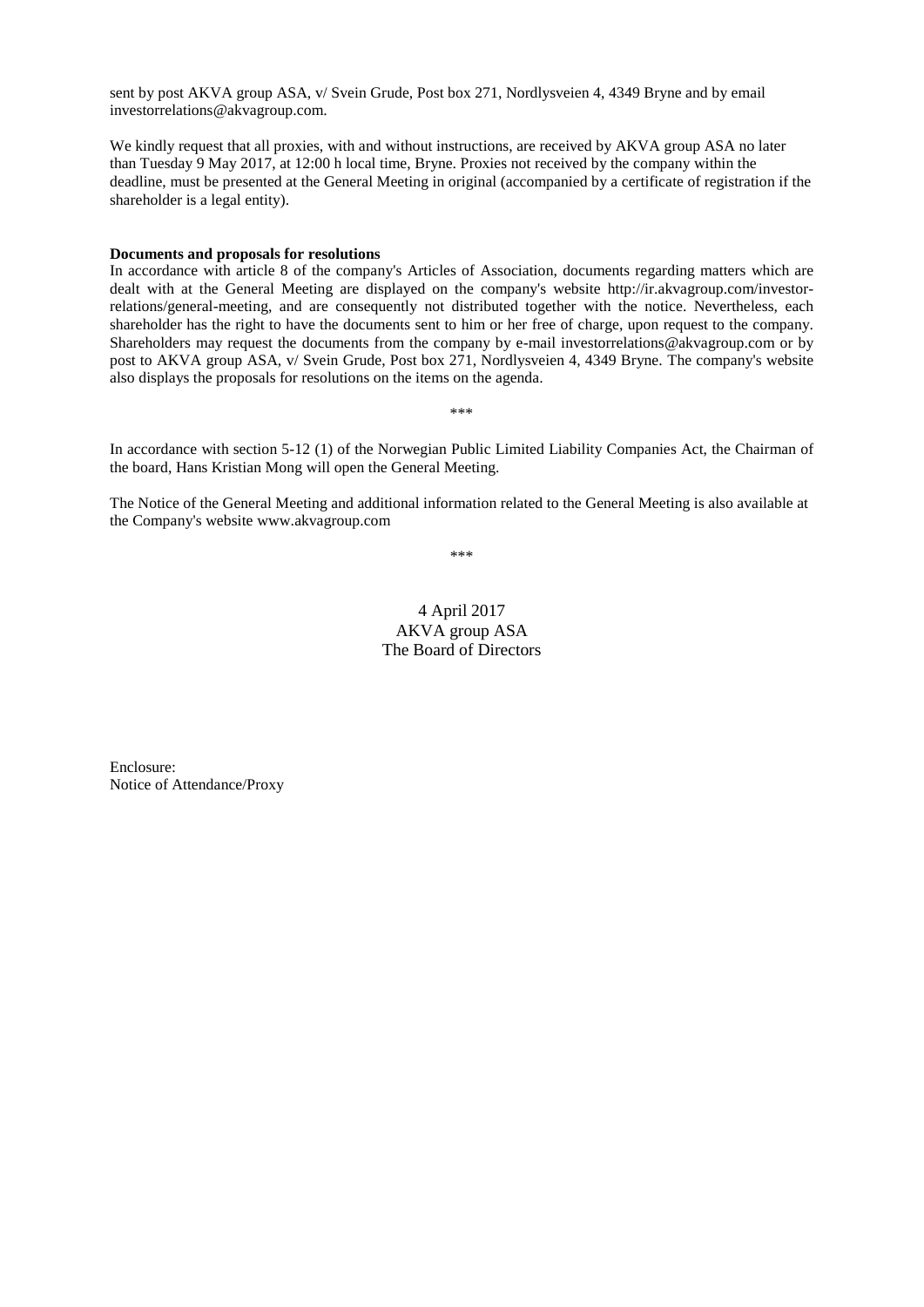sent by post AKVA group ASA, v/ Svein Grude, Post box 271, Nordlysveien 4, 4349 Bryne and by email investorrelations@akvagroup.com.

We kindly request that all proxies, with and without instructions, are received by AKVA group ASA no later than Tuesday 9 May 2017, at 12:00 h local time, Bryne. Proxies not received by the company within the deadline, must be presented at the General Meeting in original (accompanied by a certificate of registration if the shareholder is a legal entity).

**Documents and proposals for resolutions**

In accordance with article 8 of the company's Articles of Association, documents regarding matters which are dealt with at the General Meeting are displayed on the company's website http://ir.akvagroup.com/investor-relations/general-meeting, and are consequently not distributed together with the notice. Nevertheless, each shareholder has the right to have the documents sent to him or her free of charge, upon request to the company. Shareholders may request the documents from the company by e-mail investorrelations@akvagroup.com or by post to AKVA group ASA, v/ Svein Grude, Post box 271, Nordlysveien 4, 4349 Bryne. The company's website also displays the proposals for resolutions on the items on the agenda.

\*\*\*

In accordance with section 5-12 (1) of the Norwegian Public Limited Liability Companies Act, the Chairman of the board, Hans Kristian Mong will open the General Meeting.

The Notice of the General Meeting and additional information related to the General Meeting is also available at the Company's website www.akvagroup.com

\*\*\*

4 April 2017
AKVA group ASA
The Board of Directors

Enclosure:
Notice of Attendance/Proxy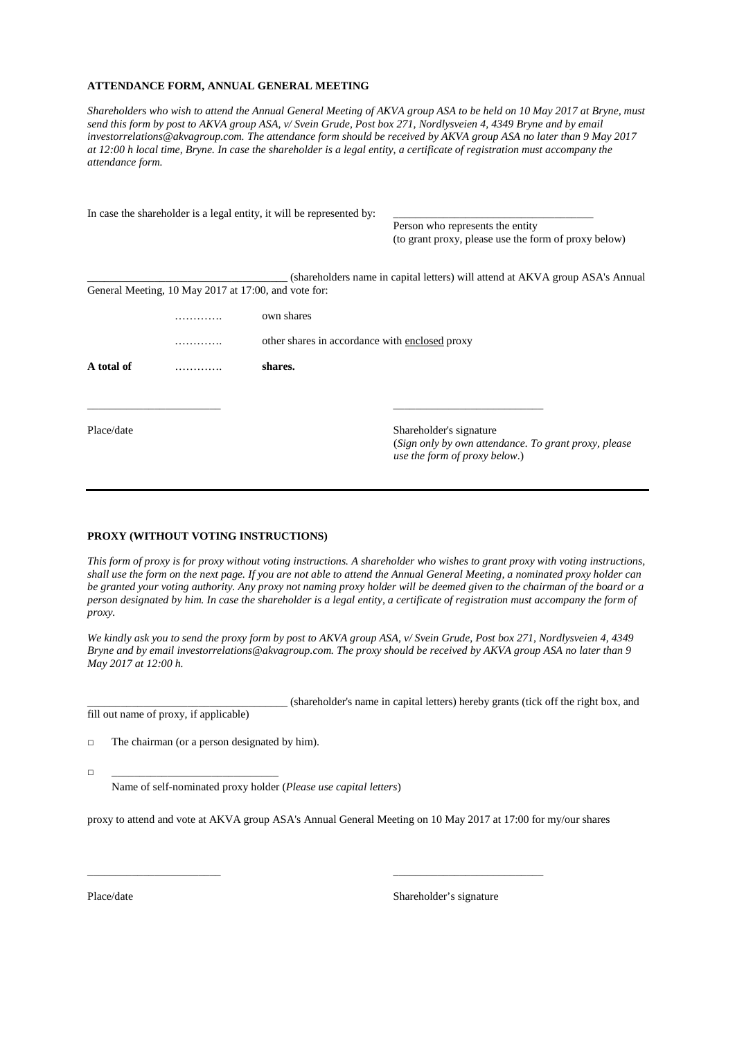**ATTENDANCE FORM, ANNUAL GENERAL MEETING**

*Shareholders who wish to attend the Annual General Meeting of AKVA group ASA to be held on 10 May 2017 at Bryne, must send this form by post to AKVA group ASA, v/ Svein Grude, Post box 271, Nordlysveien 4, 4349 Bryne and by email investorrelations@akvagroup.com. The attendance form should be received by AKVA group ASA no later than 9 May 2017 at 12:00 h local time, Bryne. In case the shareholder is a legal entity, a certificate of registration must accompany the attendance form.*

In case the shareholder is a legal entity, it will be represented by: ___________________________________

Person who represents the entity
(to grant proxy, please use the form of proxy below)

___________________________________ (shareholders name in capital letters) will attend at AKVA group ASA's Annual General Meeting, 10 May 2017 at 17:00, and vote for:

| | | |
|---|---|---|
| | …………. | own shares |
| | …………. | other shares in accordance with enclosed proxy |
| **A total of** | …………. | **shares.** |

_______________________ &nbsp;&nbsp;&nbsp;&nbsp;&nbsp;&nbsp;&nbsp;&nbsp; __________________________

Place/date

Shareholder's signature
(*Sign only by own attendance. To grant proxy, please use the form of proxy below*.)

---

**PROXY (WITHOUT VOTING INSTRUCTIONS)**

*This form of proxy is for proxy without voting instructions. A shareholder who wishes to grant proxy with voting instructions, shall use the form on the next page. If you are not able to attend the Annual General Meeting, a nominated proxy holder can be granted your voting authority. Any proxy not naming proxy holder will be deemed given to the chairman of the board or a person designated by him. In case the shareholder is a legal entity, a certificate of registration must accompany the form of proxy.*

*We kindly ask you to send the proxy form by post to AKVA group ASA, v/ Svein Grude, Post box 271, Nordlysveien 4, 4349 Bryne and by email investorrelations@akvagroup.com. The proxy should be received by AKVA group ASA no later than 9 May 2017 at 12:00 h.*

___________________________________ (shareholder's name in capital letters) hereby grants (tick off the right box, and fill out name of proxy, if applicable)

□ The chairman (or a person designated by him).

□ _____________________________
Name of self-nominated proxy holder (*Please use capital letters*)

proxy to attend and vote at AKVA group ASA's Annual General Meeting on 10 May 2017 at 17:00 for my/our shares

_______________________ &nbsp;&nbsp;&nbsp;&nbsp;&nbsp;&nbsp;&nbsp;&nbsp; __________________________

Place/date &nbsp;&nbsp;&nbsp;&nbsp;&nbsp;&nbsp;&nbsp;&nbsp; Shareholder's signature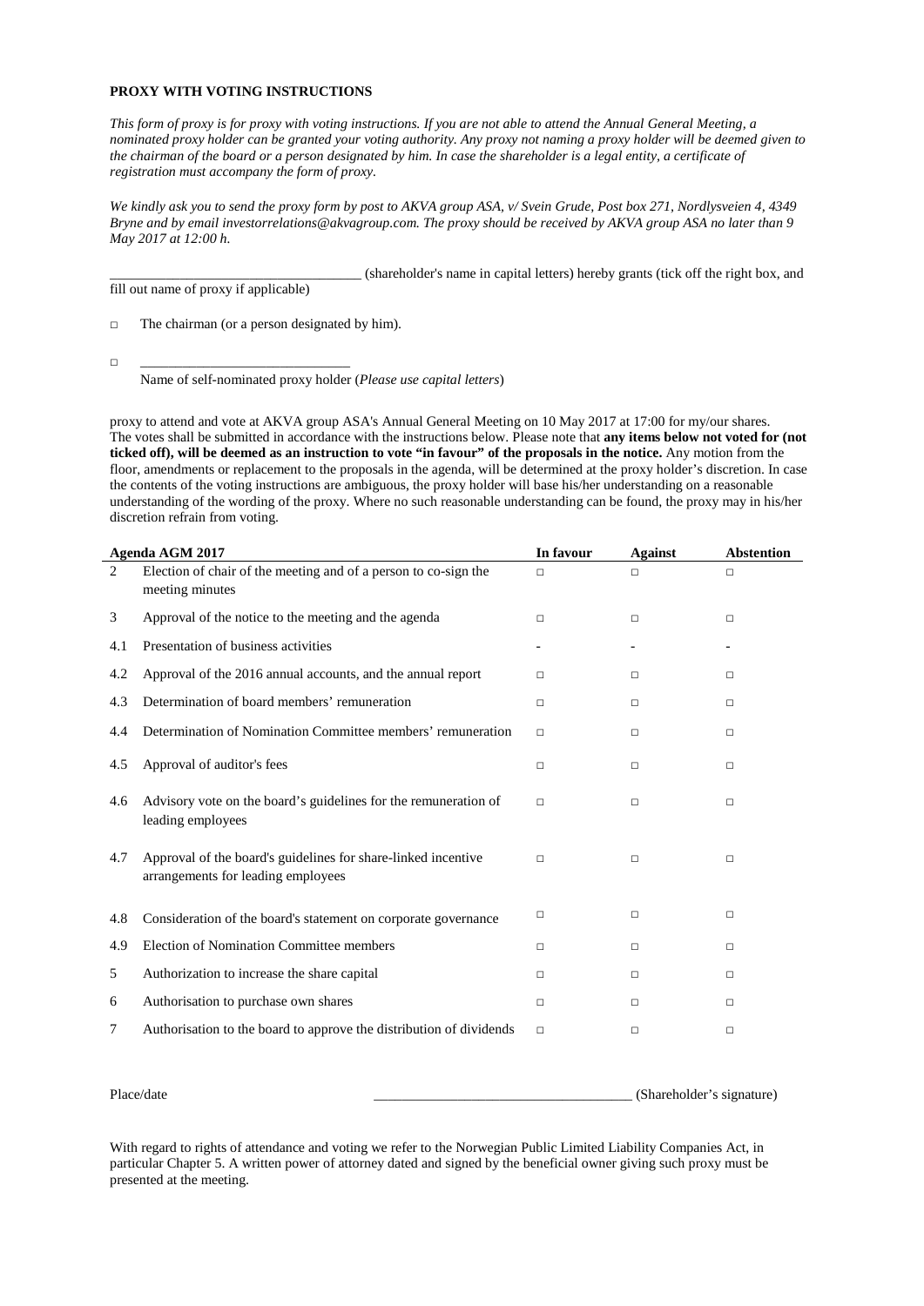**PROXY WITH VOTING INSTRUCTIONS**

*This form of proxy is for proxy with voting instructions. If you are not able to attend the Annual General Meeting, a nominated proxy holder can be granted your voting authority. Any proxy not naming a proxy holder will be deemed given to the chairman of the board or a person designated by him. In case the shareholder is a legal entity, a certificate of registration must accompany the form of proxy.*

*We kindly ask you to send the proxy form by post to AKVA group ASA, v/ Svein Grude, Post box 271, Nordlysveien 4, 4349 Bryne and by email investorrelations@akvagroup.com. The proxy should be received by AKVA group ASA no later than 9 May 2017 at 12:00 h.*

____________________________________ (shareholder's name in capital letters) hereby grants (tick off the right box, and fill out name of proxy if applicable)

□ The chairman (or a person designated by him).

□ ______________________________
Name of self-nominated proxy holder (*Please use capital letters*)

proxy to attend and vote at AKVA group ASA's Annual General Meeting on 10 May 2017 at 17:00 for my/our shares. The votes shall be submitted in accordance with the instructions below. Please note that **any items below not voted for (not ticked off), will be deemed as an instruction to vote "in favour" of the proposals in the notice.** Any motion from the floor, amendments or replacement to the proposals in the agenda, will be determined at the proxy holder's discretion. In case the contents of the voting instructions are ambiguous, the proxy holder will base his/her understanding on a reasonable understanding of the wording of the proxy. Where no such reasonable understanding can be found, the proxy may in his/her discretion refrain from voting.

| **Agenda AGM 2017** | | **In favour** | **Against** | **Abstention** |
|---|---|---|---|---|
| 2 | Election of chair of the meeting and of a person to co-sign the meeting minutes | □ | □ | □ |
| 3 | Approval of the notice to the meeting and the agenda | □ | □ | □ |
| 4.1 | Presentation of business activities | - | - | - |
| 4.2 | Approval of the 2016 annual accounts, and the annual report | □ | □ | □ |
| 4.3 | Determination of board members' remuneration | □ | □ | □ |
| 4.4 | Determination of Nomination Committee members' remuneration | □ | □ | □ |
| 4.5 | Approval of auditor's fees | □ | □ | □ |
| 4.6 | Advisory vote on the board's guidelines for the remuneration of leading employees | □ | □ | □ |
| 4.7 | Approval of the board's guidelines for share-linked incentive arrangements for leading employees | □ | □ | □ |
| 4.8 | Consideration of the board's statement on corporate governance | □ | □ | □ |
| 4.9 | Election of Nomination Committee members | □ | □ | □ |
| 5 | Authorization to increase the share capital | □ | □ | □ |
| 6 | Authorisation to purchase own shares | □ | □ | □ |
| 7 | Authorisation to the board to approve the distribution of dividends | □ | □ | □ |

Place/date ____________________________________ (Shareholder's signature)

With regard to rights of attendance and voting we refer to the Norwegian Public Limited Liability Companies Act, in particular Chapter 5. A written power of attorney dated and signed by the beneficial owner giving such proxy must be presented at the meeting.